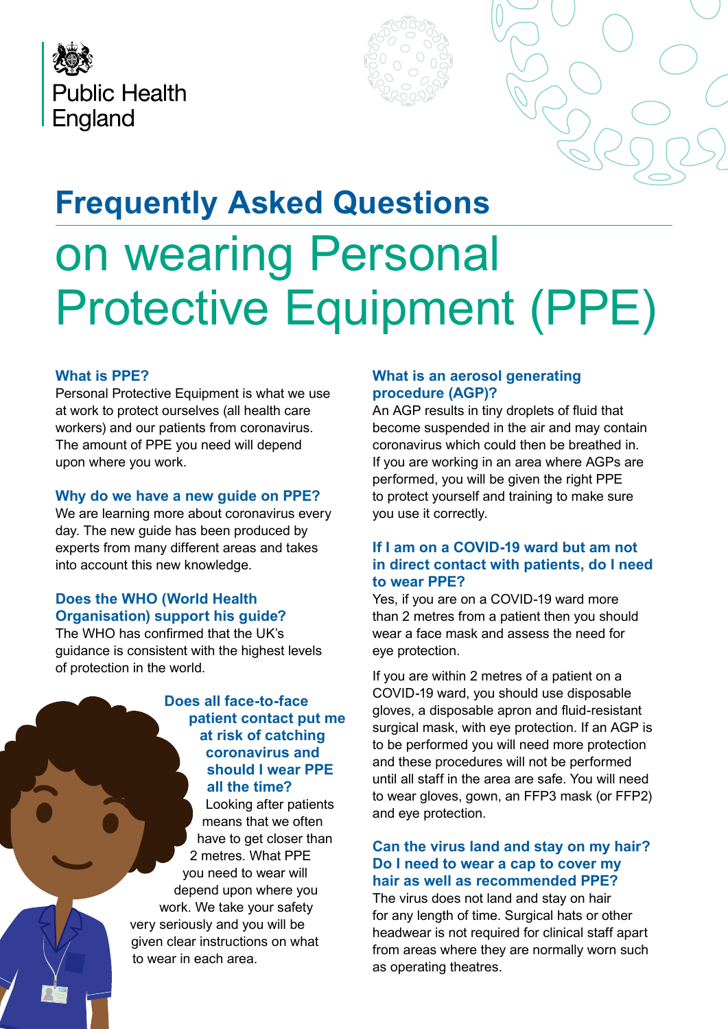Public Health England

# Frequently Asked Questions

# on wearing Personal Protective Equipment (PPE)

### What is PPE?

Personal Protective Equipment is what we use at work to protect ourselves (all health care workers) and our patients from coronavirus. The amount of PPE you need will depend upon where you work.

### Why do we have a new guide on PPE?

We are learning more about coronavirus every day. The new guide has been produced by experts from many different areas and takes into account this new knowledge.

### Does the WHO (World Health Organisation) support his guide?

The WHO has confirmed that the UK's guidance is consistent with the highest levels of protection in the world.

### Does all face-to-face patient contact put me at risk of catching coronavirus and should I wear PPE all the time?

Looking after patients means that we often have to get closer than 2 metres. What PPE you need to wear will depend upon where you work. We take your safety very seriously and you will be given clear instructions on what to wear in each area.

### What is an aerosol generating procedure (AGP)?

An AGP results in tiny droplets of fluid that become suspended in the air and may contain coronavirus which could then be breathed in. If you are working in an area where AGPs are performed, you will be given the right PPE to protect yourself and training to make sure you use it correctly.

### If I am on a COVID-19 ward but am not in direct contact with patients, do I need to wear PPE?

Yes, if you are on a COVID-19 ward more than 2 metres from a patient then you should wear a face mask and assess the need for eye protection.

If you are within 2 metres of a patient on a COVID-19 ward, you should use disposable gloves, a disposable apron and fluid-resistant surgical mask, with eye protection. If an AGP is to be performed you will need more protection and these procedures will not be performed until all staff in the area are safe. You will need to wear gloves, gown, an FFP3 mask (or FFP2) and eye protection.

### Can the virus land and stay on my hair? Do I need to wear a cap to cover my hair as well as recommended PPE?

The virus does not land and stay on hair for any length of time. Surgical hats or other headwear is not required for clinical staff apart from areas where they are normally worn such as operating theatres.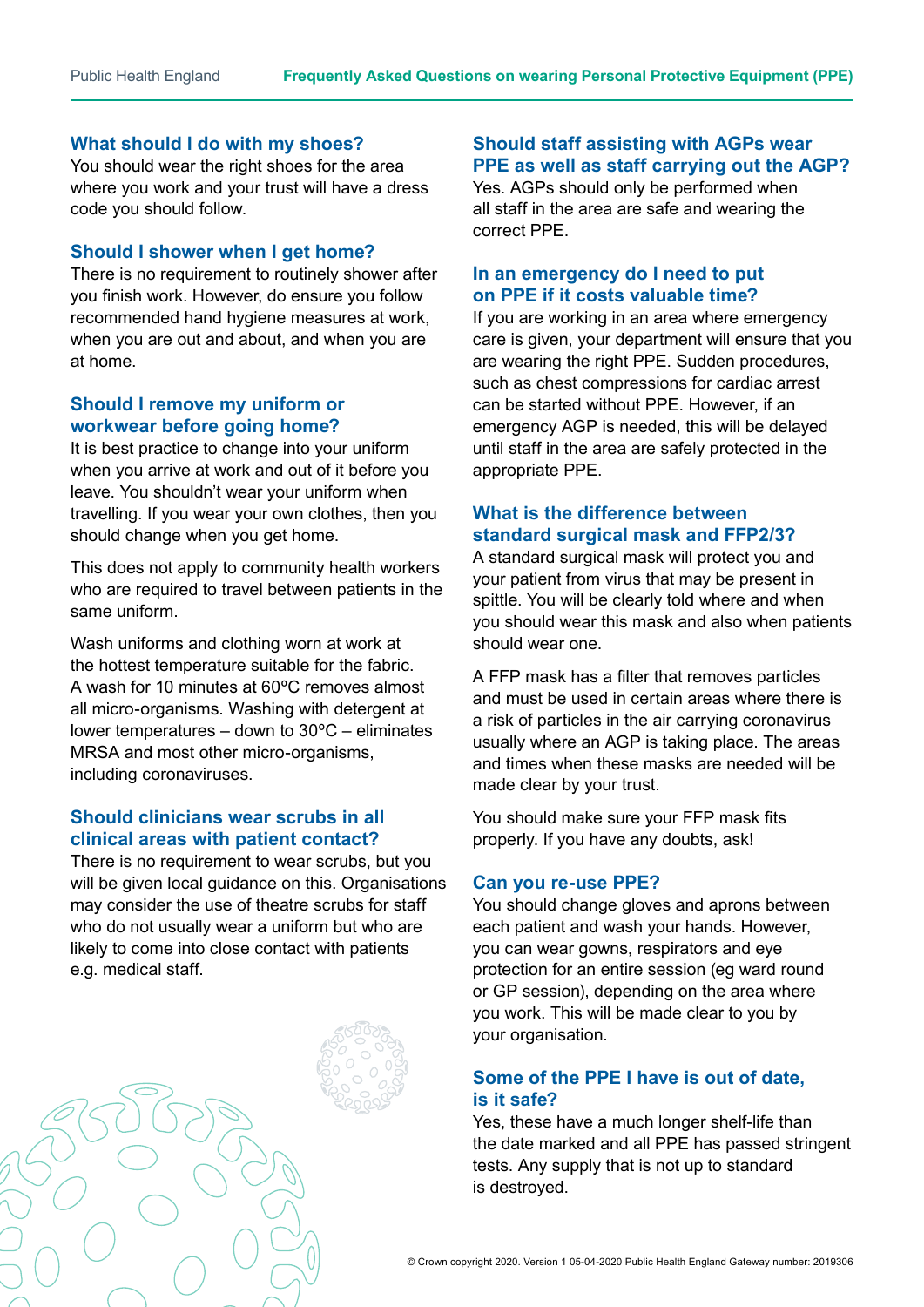## What should I do with my shoes?

You should wear the right shoes for the area where you work and your trust will have a dress code you should follow.

## Should I shower when I get home?

There is no requirement to routinely shower after you finish work. However, do ensure you follow recommended hand hygiene measures at work, when you are out and about, and when you are at home.

## Should I remove my uniform or workwear before going home?

It is best practice to change into your uniform when you arrive at work and out of it before you leave. You shouldn't wear your uniform when travelling. If you wear your own clothes, then you should change when you get home.

This does not apply to community health workers who are required to travel between patients in the same uniform.

Wash uniforms and clothing worn at work at the hottest temperature suitable for the fabric. A wash for 10 minutes at 60ºC removes almost all micro-organisms. Washing with detergent at lower temperatures – down to 30ºC – eliminates MRSA and most other micro-organisms, including coronaviruses.

## Should clinicians wear scrubs in all clinical areas with patient contact?

There is no requirement to wear scrubs, but you will be given local guidance on this. Organisations may consider the use of theatre scrubs for staff who do not usually wear a uniform but who are likely to come into close contact with patients e.g. medical staff.

## Should staff assisting with AGPs wear PPE as well as staff carrying out the AGP?

Yes. AGPs should only be performed when all staff in the area are safe and wearing the correct PPE.

## In an emergency do I need to put on PPE if it costs valuable time?

If you are working in an area where emergency care is given, your department will ensure that you are wearing the right PPE. Sudden procedures, such as chest compressions for cardiac arrest can be started without PPE. However, if an emergency AGP is needed, this will be delayed until staff in the area are safely protected in the appropriate PPE.

## What is the difference between standard surgical mask and FFP2/3?

A standard surgical mask will protect you and your patient from virus that may be present in spittle. You will be clearly told where and when you should wear this mask and also when patients should wear one.

A FFP mask has a filter that removes particles and must be used in certain areas where there is a risk of particles in the air carrying coronavirus usually where an AGP is taking place. The areas and times when these masks are needed will be made clear by your trust.

You should make sure your FFP mask fits properly. If you have any doubts, ask!

## Can you re-use PPE?

You should change gloves and aprons between each patient and wash your hands. However, you can wear gowns, respirators and eye protection for an entire session (eg ward round or GP session), depending on the area where you work. This will be made clear to you by your organisation.

## Some of the PPE I have is out of date, is it safe?

Yes, these have a much longer shelf-life than the date marked and all PPE has passed stringent tests. Any supply that is not up to standard is destroyed.

© Crown copyright 2020. Version 1 05-04-2020 Public Health England Gateway number: 2019306